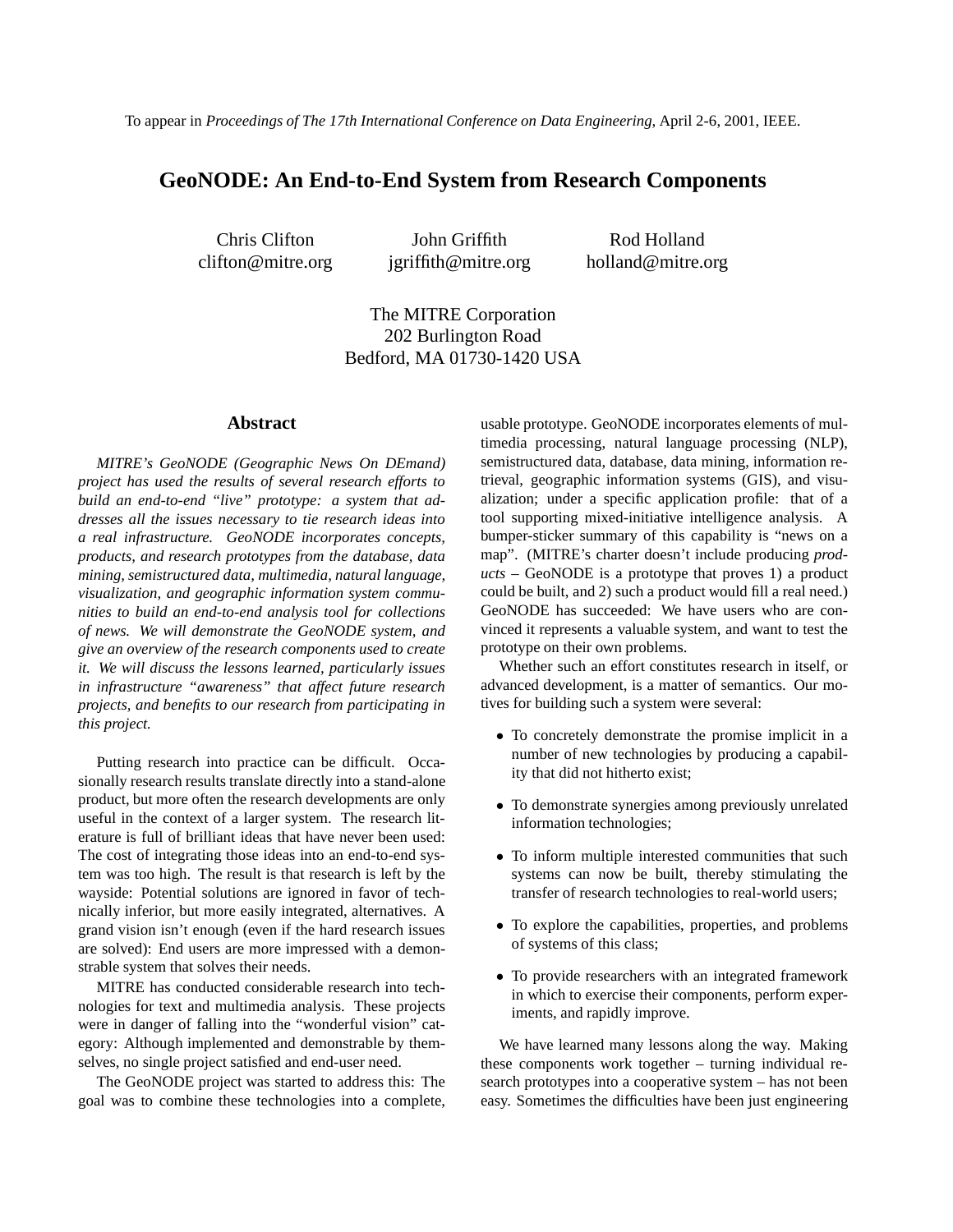To appear in *Proceedings of The 17th International Conference on Data Engineering*, April 2-6, 2001, IEEE.

# GeoNODE: An End-to-End System from Research Components

Chris Clifton
clifton@mitre.org

John Griffith
jgriffith@mitre.org

Rod Holland
holland@mitre.org

The MITRE Corporation
202 Burlington Road
Bedford, MA 01730-1420 USA

## Abstract

*MITRE's GeoNODE (Geographic News On DEmand) project has used the results of several research efforts to build an end-to-end "live" prototype: a system that addresses all the issues necessary to tie research ideas into a real infrastructure. GeoNODE incorporates concepts, products, and research prototypes from the database, data mining, semistructured data, multimedia, natural language, visualization, and geographic information system communities to build an end-to-end analysis tool for collections of news. We will demonstrate the GeoNODE system, and give an overview of the research components used to create it. We will discuss the lessons learned, particularly issues in infrastructure "awareness" that affect future research projects, and benefits to our research from participating in this project.*

Putting research into practice can be difficult. Occasionally research results translate directly into a stand-alone product, but more often the research developments are only useful in the context of a larger system. The research literature is full of brilliant ideas that have never been used: The cost of integrating those ideas into an end-to-end system was too high. The result is that research is left by the wayside: Potential solutions are ignored in favor of technically inferior, but more easily integrated, alternatives. A grand vision isn't enough (even if the hard research issues are solved): End users are more impressed with a demonstrable system that solves their needs.

MITRE has conducted considerable research into technologies for text and multimedia analysis. These projects were in danger of falling into the "wonderful vision" category: Although implemented and demonstrable by themselves, no single project satisfied and end-user need.

The GeoNODE project was started to address this: The goal was to combine these technologies into a complete, usable prototype. GeoNODE incorporates elements of multimedia processing, natural language processing (NLP), semistructured data, database, data mining, information retrieval, geographic information systems (GIS), and visualization; under a specific application profile: that of a tool supporting mixed-initiative intelligence analysis. A bumper-sticker summary of this capability is "news on a map". (MITRE's charter doesn't include producing *products* – GeoNODE is a prototype that proves 1) a product could be built, and 2) such a product would fill a real need.) GeoNODE has succeeded: We have users who are convinced it represents a valuable system, and want to test the prototype on their own problems.

Whether such an effort constitutes research in itself, or advanced development, is a matter of semantics. Our motives for building such a system were several:

- To concretely demonstrate the promise implicit in a number of new technologies by producing a capability that did not hitherto exist;
- To demonstrate synergies among previously unrelated information technologies;
- To inform multiple interested communities that such systems can now be built, thereby stimulating the transfer of research technologies to real-world users;
- To explore the capabilities, properties, and problems of systems of this class;
- To provide researchers with an integrated framework in which to exercise their components, perform experiments, and rapidly improve.

We have learned many lessons along the way. Making these components work together – turning individual research prototypes into a cooperative system – has not been easy. Sometimes the difficulties have been just engineering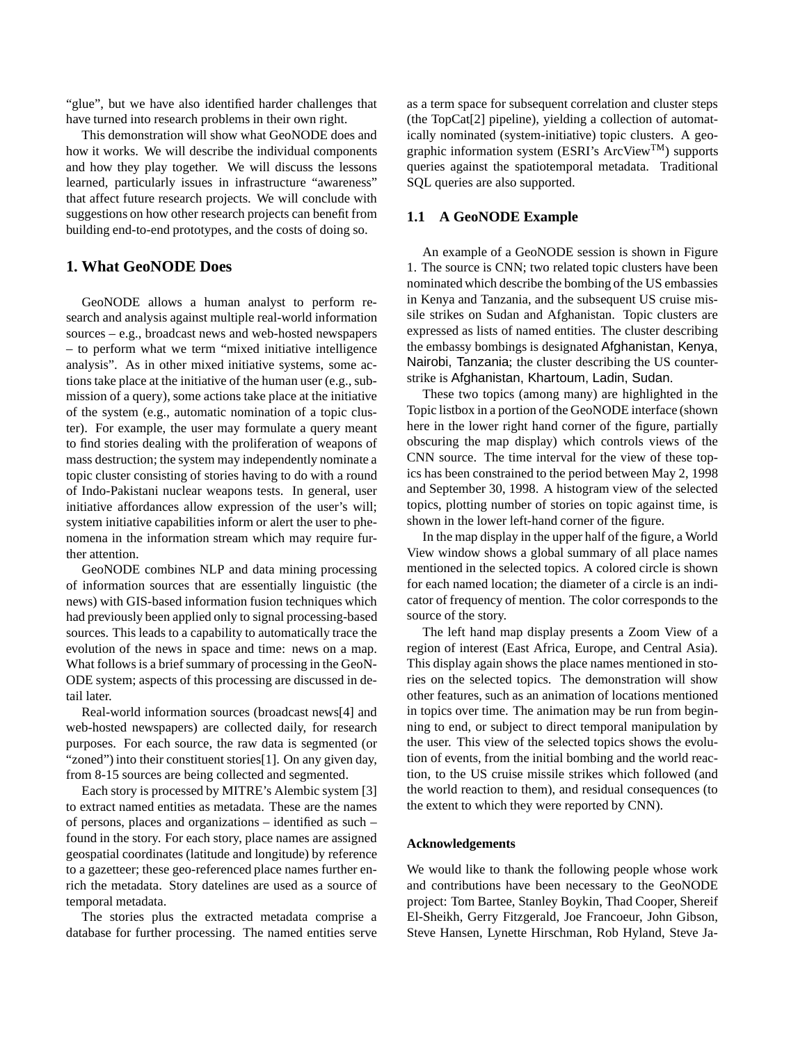"glue", but we have also identified harder challenges that have turned into research problems in their own right.

This demonstration will show what GeoNODE does and how it works. We will describe the individual components and how they play together. We will discuss the lessons learned, particularly issues in infrastructure "awareness" that affect future research projects. We will conclude with suggestions on how other research projects can benefit from building end-to-end prototypes, and the costs of doing so.

## 1. What GeoNODE Does

GeoNODE allows a human analyst to perform research and analysis against multiple real-world information sources – e.g., broadcast news and web-hosted newspapers – to perform what we term "mixed initiative intelligence analysis". As in other mixed initiative systems, some actions take place at the initiative of the human user (e.g., submission of a query), some actions take place at the initiative of the system (e.g., automatic nomination of a topic cluster). For example, the user may formulate a query meant to find stories dealing with the proliferation of weapons of mass destruction; the system may independently nominate a topic cluster consisting of stories having to do with a round of Indo-Pakistani nuclear weapons tests. In general, user initiative affordances allow expression of the user's will; system initiative capabilities inform or alert the user to phenomena in the information stream which may require further attention.

GeoNODE combines NLP and data mining processing of information sources that are essentially linguistic (the news) with GIS-based information fusion techniques which had previously been applied only to signal processing-based sources. This leads to a capability to automatically trace the evolution of the news in space and time: news on a map. What follows is a brief summary of processing in the GeoNODE system; aspects of this processing are discussed in detail later.

Real-world information sources (broadcast news[4] and web-hosted newspapers) are collected daily, for research purposes. For each source, the raw data is segmented (or "zoned") into their constituent stories[1]. On any given day, from 8-15 sources are being collected and segmented.

Each story is processed by MITRE's Alembic system [3] to extract named entities as metadata. These are the names of persons, places and organizations – identified as such – found in the story. For each story, place names are assigned geospatial coordinates (latitude and longitude) by reference to a gazetteer; these geo-referenced place names further enrich the metadata. Story datelines are used as a source of temporal metadata.

The stories plus the extracted metadata comprise a database for further processing. The named entities serve as a term space for subsequent correlation and cluster steps (the TopCat[2] pipeline), yielding a collection of automatically nominated (system-initiative) topic clusters. A geographic information system (ESRI's ArcView™) supports queries against the spatiotemporal metadata. Traditional SQL queries are also supported.

### 1.1 A GeoNODE Example

An example of a GeoNODE session is shown in Figure 1. The source is CNN; two related topic clusters have been nominated which describe the bombing of the US embassies in Kenya and Tanzania, and the subsequent US cruise missile strikes on Sudan and Afghanistan. Topic clusters are expressed as lists of named entities. The cluster describing the embassy bombings is designated Afghanistan, Kenya, Nairobi, Tanzania; the cluster describing the US counter-strike is Afghanistan, Khartoum, Ladin, Sudan.

These two topics (among many) are highlighted in the Topic listbox in a portion of the GeoNODE interface (shown here in the lower right hand corner of the figure, partially obscuring the map display) which controls views of the CNN source. The time interval for the view of these topics has been constrained to the period between May 2, 1998 and September 30, 1998. A histogram view of the selected topics, plotting number of stories on topic against time, is shown in the lower left-hand corner of the figure.

In the map display in the upper half of the figure, a World View window shows a global summary of all place names mentioned in the selected topics. A colored circle is shown for each named location; the diameter of a circle is an indicator of frequency of mention. The color corresponds to the source of the story.

The left hand map display presents a Zoom View of a region of interest (East Africa, Europe, and Central Asia). This display again shows the place names mentioned in stories on the selected topics. The demonstration will show other features, such as an animation of locations mentioned in topics over time. The animation may be run from beginning to end, or subject to direct temporal manipulation by the user. This view of the selected topics shows the evolution of events, from the initial bombing and the world reaction, to the US cruise missile strikes which followed (and the world reaction to them), and residual consequences (to the extent to which they were reported by CNN).

#### Acknowledgements

We would like to thank the following people whose work and contributions have been necessary to the GeoNODE project: Tom Bartee, Stanley Boykin, Thad Cooper, Shereif El-Sheikh, Gerry Fitzgerald, Joe Francoeur, John Gibson, Steve Hansen, Lynette Hirschman, Rob Hyland, Steve Ja-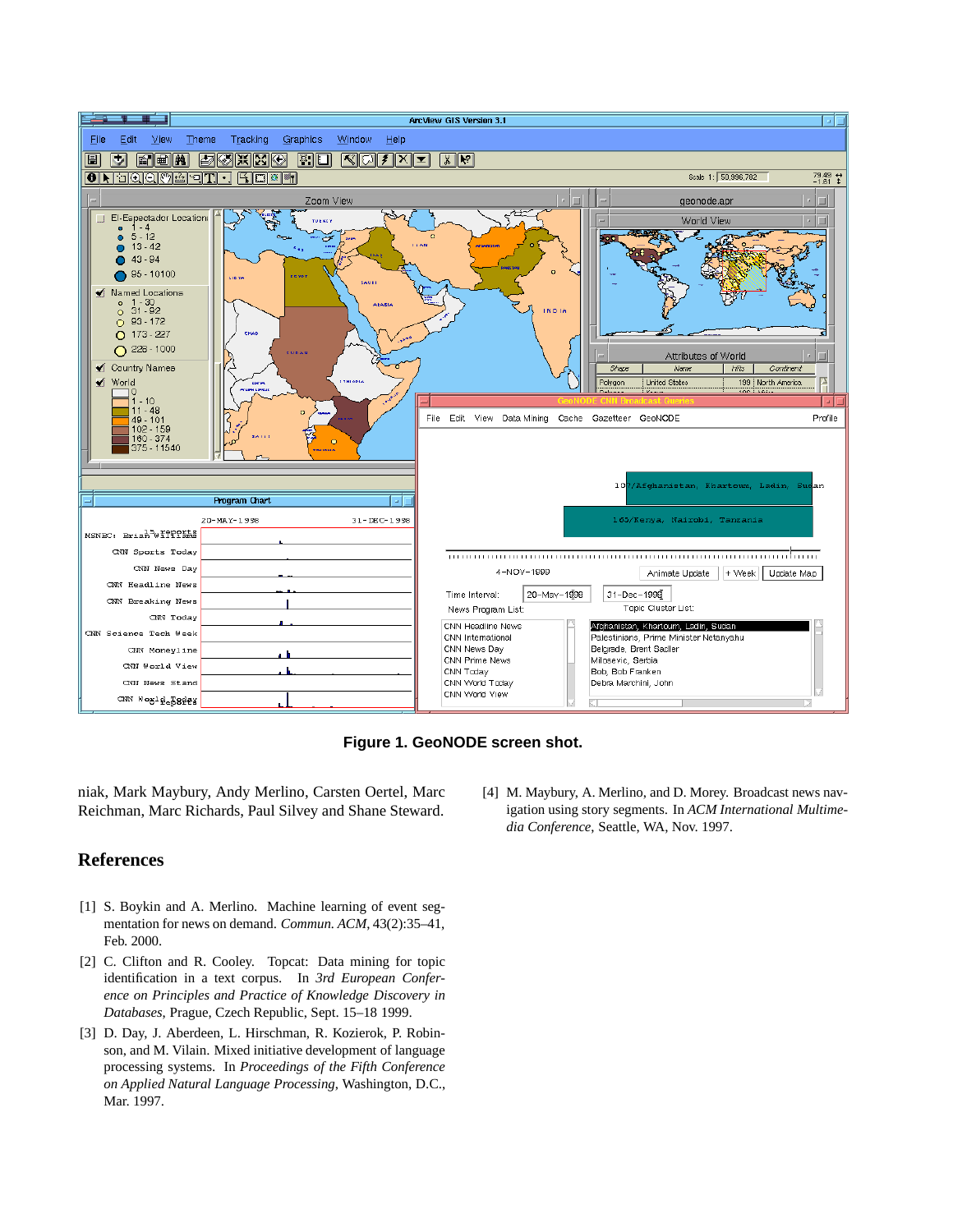Figure 1. GeoNODE screen shot.

niak, Mark Maybury, Andy Merlino, Carsten Oertel, Marc Reichman, Marc Richards, Paul Silvey and Shane Steward.

## References

[1] S. Boykin and A. Merlino. Machine learning of event segmentation for news on demand. *Commun. ACM*, 43(2):35–41, Feb. 2000.

[2] C. Clifton and R. Cooley. Topcat: Data mining for topic identification in a text corpus. In *3rd European Conference on Principles and Practice of Knowledge Discovery in Databases*, Prague, Czech Republic, Sept. 15–18 1999.

[3] D. Day, J. Aberdeen, L. Hirschman, R. Kozierok, P. Robinson, and M. Vilain. Mixed initiative development of language processing systems. In *Proceedings of the Fifth Conference on Applied Natural Language Processing*, Washington, D.C., Mar. 1997.

[4] M. Maybury, A. Merlino, and D. Morey. Broadcast news navigation using story segments. In *ACM International Multimedia Conference*, Seattle, WA, Nov. 1997.